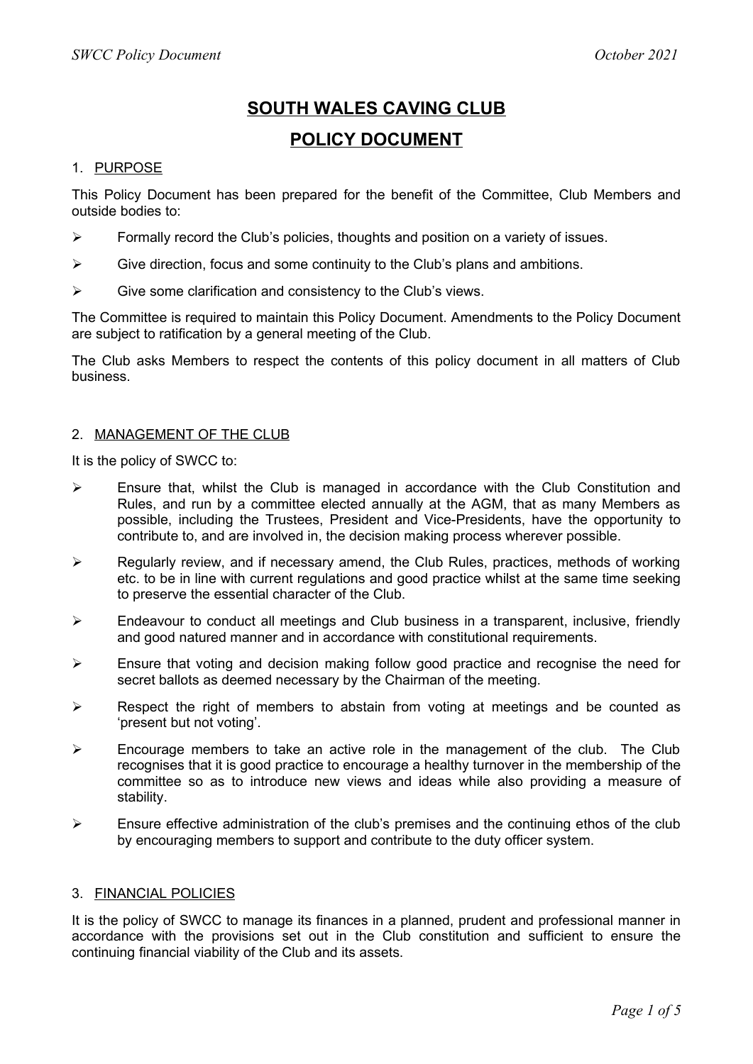# SOUTH WALES CAVING CLUB

# POLICY DOCUMENT

## 1. PURPOSE

This Policy Document has been prepared for the benefit of the Committee, Club Members and outside bodies to:

- Formally record the Club's policies, thoughts and position on a variety of issues.
- Give direction, focus and some continuity to the Club's plans and ambitions.
- Give some clarification and consistency to the Club's views.

The Committee is required to maintain this Policy Document. Amendments to the Policy Document are subject to ratification by a general meeting of the Club.

The Club asks Members to respect the contents of this policy document in all matters of Club business.

## 2. MANAGEMENT OF THE CLUB

It is the policy of SWCC to:

- Ensure that, whilst the Club is managed in accordance with the Club Constitution and Rules, and run by a committee elected annually at the AGM, that as many Members as possible, including the Trustees, President and Vice-Presidents, have the opportunity to contribute to, and are involved in, the decision making process wherever possible.
- Regularly review, and if necessary amend, the Club Rules, practices, methods of working etc. to be in line with current regulations and good practice whilst at the same time seeking to preserve the essential character of the Club.
- Endeavour to conduct all meetings and Club business in a transparent, inclusive, friendly and good natured manner and in accordance with constitutional requirements.
- Ensure that voting and decision making follow good practice and recognise the need for secret ballots as deemed necessary by the Chairman of the meeting.
- Respect the right of members to abstain from voting at meetings and be counted as 'present but not voting'.
- Encourage members to take an active role in the management of the club. The Club recognises that it is good practice to encourage a healthy turnover in the membership of the committee so as to introduce new views and ideas while also providing a measure of stability.
- Ensure effective administration of the club's premises and the continuing ethos of the club by encouraging members to support and contribute to the duty officer system.

## 3. FINANCIAL POLICIES

It is the policy of SWCC to manage its finances in a planned, prudent and professional manner in accordance with the provisions set out in the Club constitution and sufficient to ensure the continuing financial viability of the Club and its assets.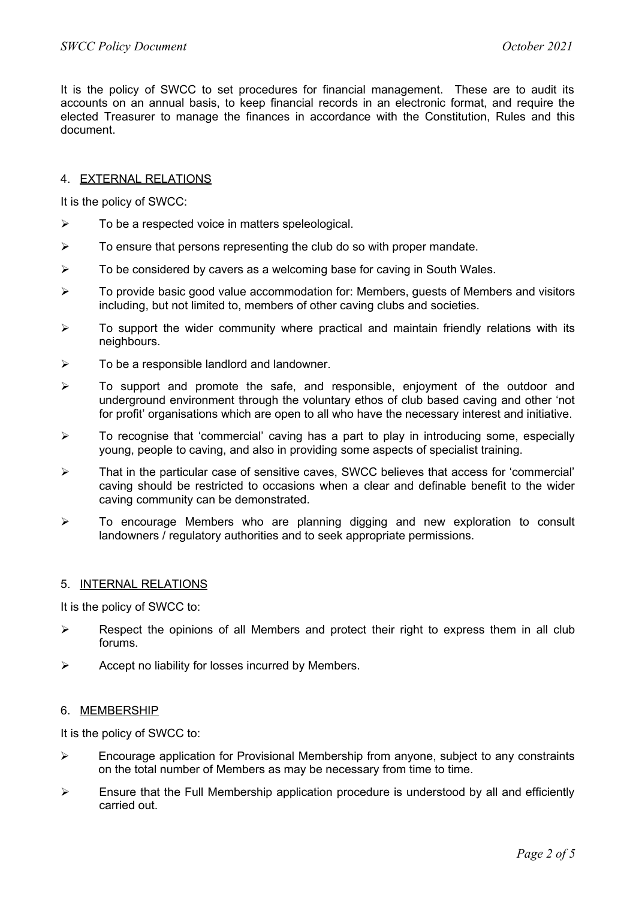It is the policy of SWCC to set procedures for financial management. These are to audit its accounts on an annual basis, to keep financial records in an electronic format, and require the elected Treasurer to manage the finances in accordance with the Constitution, Rules and this document.

## 4. EXTERNAL RELATIONS

It is the policy of SWCC:

- To be a respected voice in matters speleological.
- To ensure that persons representing the club do so with proper mandate.
- To be considered by cavers as a welcoming base for caving in South Wales.
- To provide basic good value accommodation for: Members, guests of Members and visitors including, but not limited to, members of other caving clubs and societies.
- To support the wider community where practical and maintain friendly relations with its neighbours.
- To be a responsible landlord and landowner.
- To support and promote the safe, and responsible, enjoyment of the outdoor and underground environment through the voluntary ethos of club based caving and other 'not for profit' organisations which are open to all who have the necessary interest and initiative.
- To recognise that 'commercial' caving has a part to play in introducing some, especially young, people to caving, and also in providing some aspects of specialist training.
- That in the particular case of sensitive caves, SWCC believes that access for 'commercial' caving should be restricted to occasions when a clear and definable benefit to the wider caving community can be demonstrated.
- To encourage Members who are planning digging and new exploration to consult landowners / regulatory authorities and to seek appropriate permissions.

## 5. INTERNAL RELATIONS

It is the policy of SWCC to:

- Respect the opinions of all Members and protect their right to express them in all club forums.
- Accept no liability for losses incurred by Members.

## 6. MEMBERSHIP

It is the policy of SWCC to:

- Encourage application for Provisional Membership from anyone, subject to any constraints on the total number of Members as may be necessary from time to time.
- Ensure that the Full Membership application procedure is understood by all and efficiently carried out.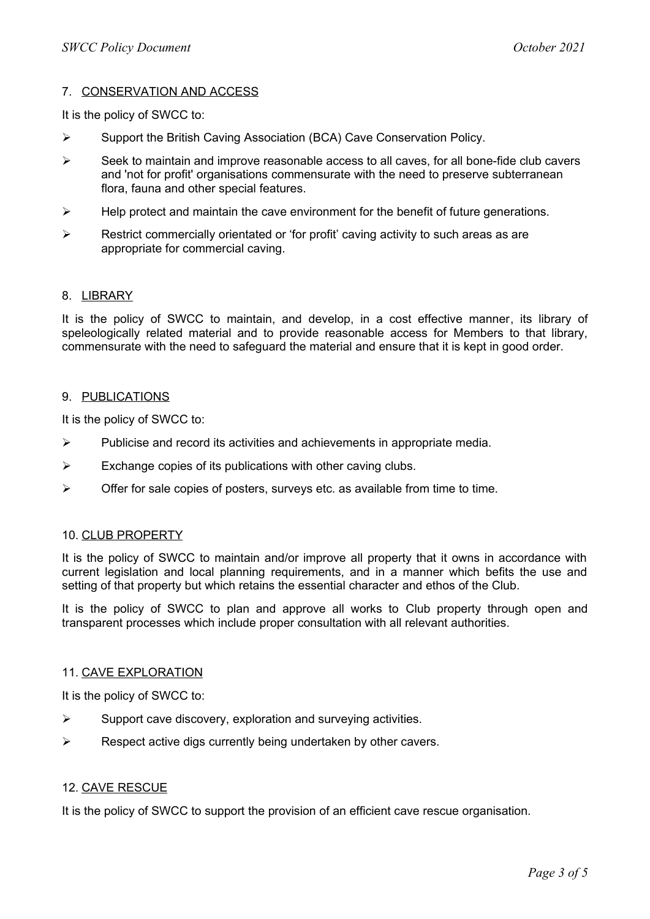## 7. CONSERVATION AND ACCESS

It is the policy of SWCC to:

- Support the British Caving Association (BCA) Cave Conservation Policy.
- Seek to maintain and improve reasonable access to all caves, for all bone-fide club cavers and 'not for profit' organisations commensurate with the need to preserve subterranean flora, fauna and other special features.
- Help protect and maintain the cave environment for the benefit of future generations.
- Restrict commercially orientated or 'for profit' caving activity to such areas as are appropriate for commercial caving.

## 8. LIBRARY

It is the policy of SWCC to maintain, and develop, in a cost effective manner, its library of speleologically related material and to provide reasonable access for Members to that library, commensurate with the need to safeguard the material and ensure that it is kept in good order.

## 9. PUBLICATIONS

It is the policy of SWCC to:

- Publicise and record its activities and achievements in appropriate media.
- Exchange copies of its publications with other caving clubs.
- Offer for sale copies of posters, surveys etc. as available from time to time.

## 10. CLUB PROPERTY

It is the policy of SWCC to maintain and/or improve all property that it owns in accordance with current legislation and local planning requirements, and in a manner which befits the use and setting of that property but which retains the essential character and ethos of the Club.

It is the policy of SWCC to plan and approve all works to Club property through open and transparent processes which include proper consultation with all relevant authorities.

## 11. CAVE EXPLORATION

It is the policy of SWCC to:

- Support cave discovery, exploration and surveying activities.
- Respect active digs currently being undertaken by other cavers.

## 12. CAVE RESCUE

It is the policy of SWCC to support the provision of an efficient cave rescue organisation.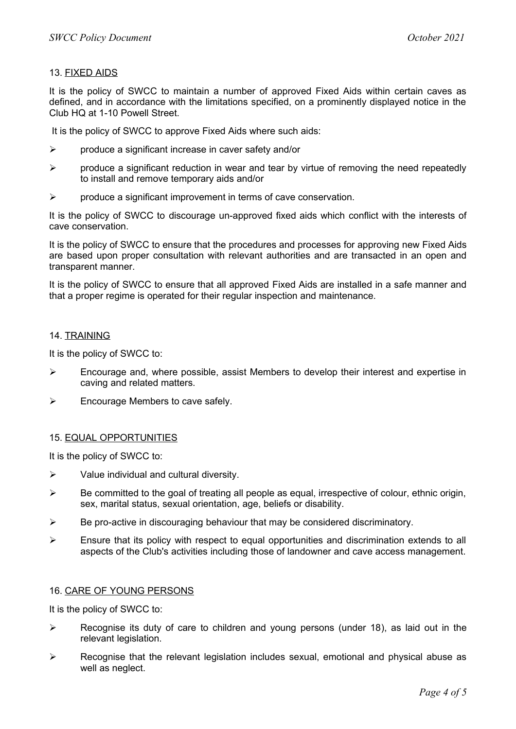## 13. FIXED AIDS

It is the policy of SWCC to maintain a number of approved Fixed Aids within certain caves as defined, and in accordance with the limitations specified, on a prominently displayed notice in the Club HQ at 1-10 Powell Street.

It is the policy of SWCC to approve Fixed Aids where such aids:

- produce a significant increase in caver safety and/or
- produce a significant reduction in wear and tear by virtue of removing the need repeatedly to install and remove temporary aids and/or
- produce a significant improvement in terms of cave conservation.

It is the policy of SWCC to discourage un-approved fixed aids which conflict with the interests of cave conservation.

It is the policy of SWCC to ensure that the procedures and processes for approving new Fixed Aids are based upon proper consultation with relevant authorities and are transacted in an open and transparent manner.

It is the policy of SWCC to ensure that all approved Fixed Aids are installed in a safe manner and that a proper regime is operated for their regular inspection and maintenance.

## 14. TRAINING

It is the policy of SWCC to:

- Encourage and, where possible, assist Members to develop their interest and expertise in caving and related matters.
- Encourage Members to cave safely.

## 15. EQUAL OPPORTUNITIES

It is the policy of SWCC to:

- Value individual and cultural diversity.
- Be committed to the goal of treating all people as equal, irrespective of colour, ethnic origin, sex, marital status, sexual orientation, age, beliefs or disability.
- Be pro-active in discouraging behaviour that may be considered discriminatory.
- Ensure that its policy with respect to equal opportunities and discrimination extends to all aspects of the Club's activities including those of landowner and cave access management.

## 16. CARE OF YOUNG PERSONS

It is the policy of SWCC to:

- Recognise its duty of care to children and young persons (under 18), as laid out in the relevant legislation.
- Recognise that the relevant legislation includes sexual, emotional and physical abuse as well as neglect.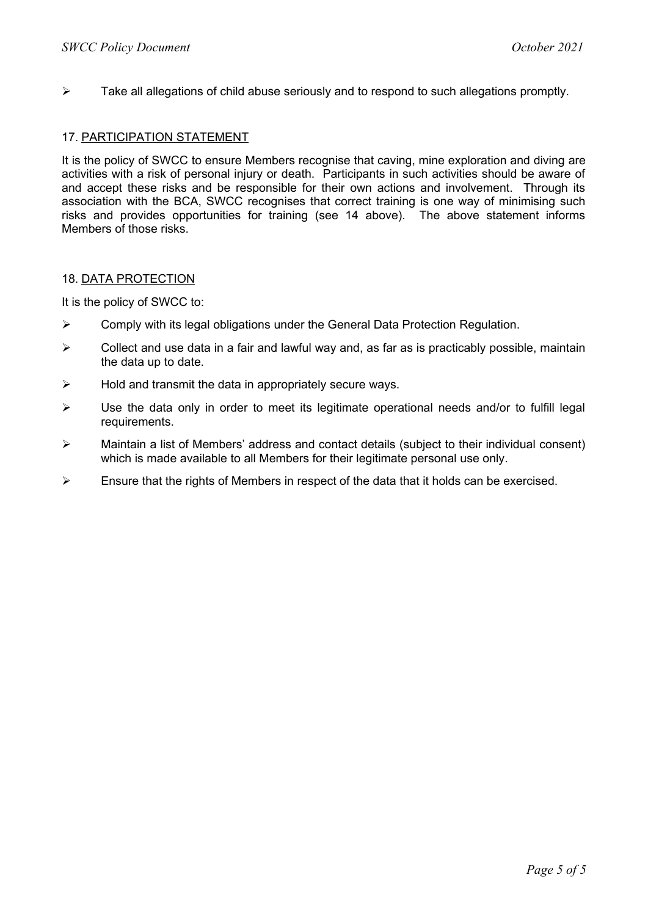- Take all allegations of child abuse seriously and to respond to such allegations promptly.

## 17. PARTICIPATION STATEMENT

It is the policy of SWCC to ensure Members recognise that caving, mine exploration and diving are activities with a risk of personal injury or death. Participants in such activities should be aware of and accept these risks and be responsible for their own actions and involvement. Through its association with the BCA, SWCC recognises that correct training is one way of minimising such risks and provides opportunities for training (see 14 above). The above statement informs Members of those risks.

## 18. DATA PROTECTION

It is the policy of SWCC to:

- Comply with its legal obligations under the General Data Protection Regulation.
- Collect and use data in a fair and lawful way and, as far as is practicably possible, maintain the data up to date.
- Hold and transmit the data in appropriately secure ways.
- Use the data only in order to meet its legitimate operational needs and/or to fulfill legal requirements.
- Maintain a list of Members' address and contact details (subject to their individual consent) which is made available to all Members for their legitimate personal use only.
- Ensure that the rights of Members in respect of the data that it holds can be exercised.